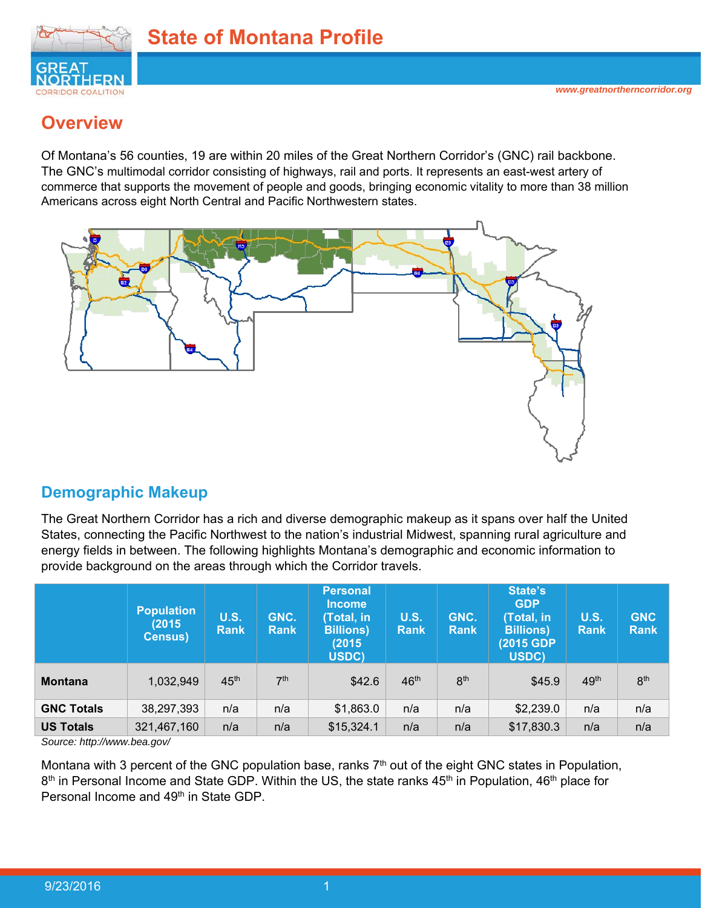# State of Montana Profile

www.greatnortherncorridor.org

## Overview

Of Montana's 56 counties, 19 are within 20 miles of the Great Northern Corridor's (GNC) rail backbone. The GNC's multimodal corridor consisting of highways, rail and ports. It represents an east-west artery of commerce that supports the movement of people and goods, bringing economic vitality to more than 38 million Americans across eight North Central and Pacific Northwestern states.

## Demographic Makeup

The Great Northern Corridor has a rich and diverse demographic makeup as it spans over half the United States, connecting the Pacific Northwest to the nation's industrial Midwest, spanning rural agriculture and energy fields in between. The following highlights Montana's demographic and economic information to provide background on the areas through which the Corridor travels.

| | Population (2015 Census) | U.S. Rank | GNC. Rank | Personal Income (Total, in Billions) (2015 USDC) | U.S. Rank | GNC. Rank | State's GDP (Total, in Billions) (2015 GDP USDC) | U.S. Rank | GNC Rank |
|---|---|---|---|---|---|---|---|---|---|
| **Montana** | 1,032,949 | 45th | 7th | $42.6 | 46th | 8th | $45.9 | 49th | 8th |
| **GNC Totals** | 38,297,393 | n/a | n/a | $1,863.0 | n/a | n/a | $2,239.0 | n/a | n/a |
| **US Totals** | 321,467,160 | n/a | n/a | $15,324.1 | n/a | n/a | $17,830.3 | n/a | n/a |

*Source: http://www.bea.gov/*

Montana with 3 percent of the GNC population base, ranks 7th out of the eight GNC states in Population, 8th in Personal Income and State GDP. Within the US, the state ranks 45th in Population, 46th place for Personal Income and 49th in State GDP.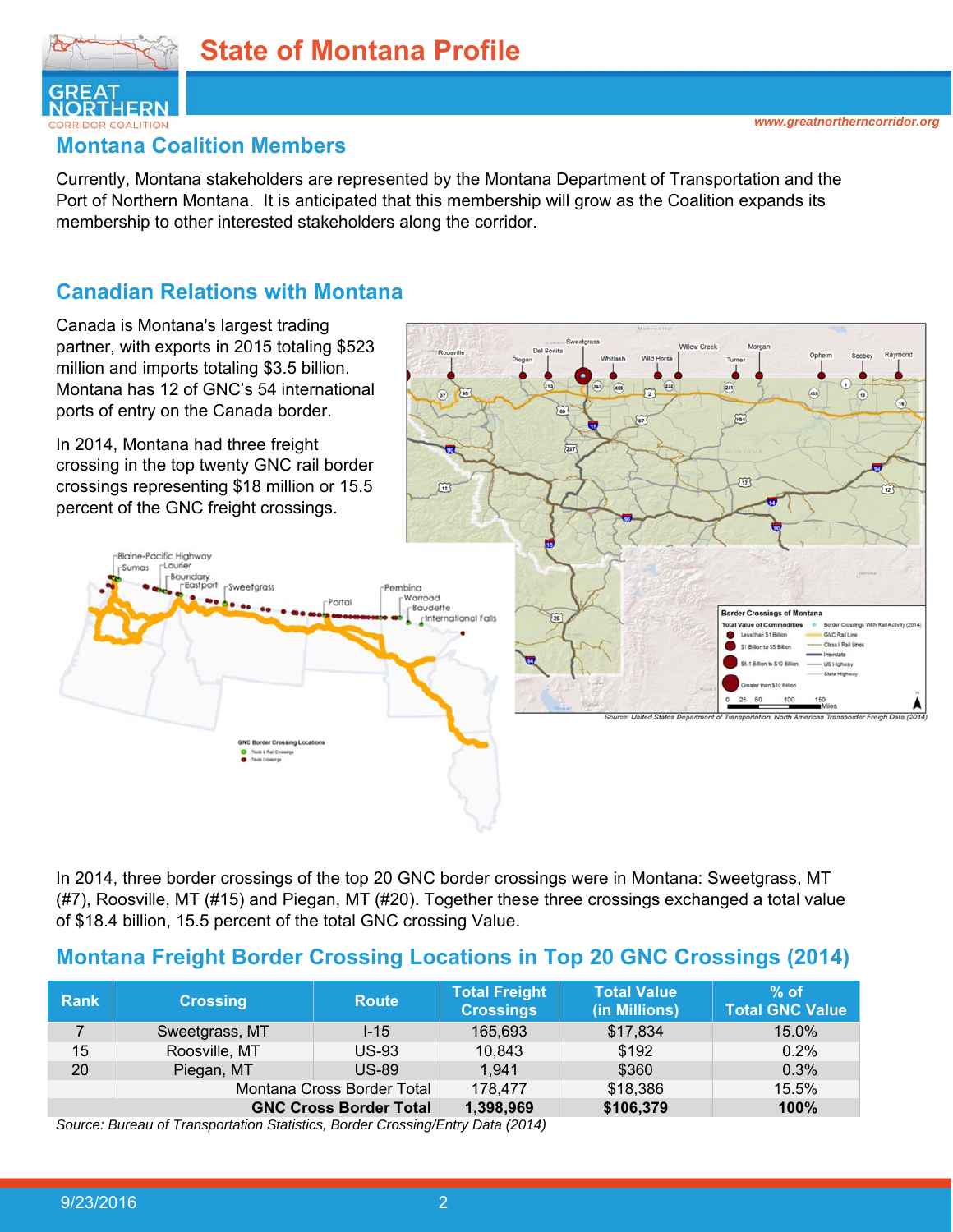# State of Montana Profile

www.greatnortherncorridor.org

## Montana Coalition Members

Currently, Montana stakeholders are represented by the Montana Department of Transportation and the Port of Northern Montana. It is anticipated that this membership will grow as the Coalition expands its membership to other interested stakeholders along the corridor.

## Canadian Relations with Montana

Canada is Montana's largest trading partner, with exports in 2015 totaling $523 million and imports totaling $3.5 billion. Montana has 12 of GNC's 54 international ports of entry on the Canada border.

In 2014, Montana had three freight crossing in the top twenty GNC rail border crossings representing $18 million or 15.5 percent of the GNC freight crossings.

*Source: United States Department of Transportation, North American Transborder Freigh Data (2014)*

In 2014, three border crossings of the top 20 GNC border crossings were in Montana: Sweetgrass, MT (#7), Roosville, MT (#15) and Piegan, MT (#20). Together these three crossings exchanged a total value of $18.4 billion, 15.5 percent of the total GNC crossing Value.

## Montana Freight Border Crossing Locations in Top 20 GNC Crossings (2014)

| Rank | Crossing | Route | Total Freight Crossings | Total Value (in Millions) | % of Total GNC Value |
|---|---|---|---|---|---|
| 7 | Sweetgrass, MT | I-15 | 165,693 | $17,834 | 15.0% |
| 15 | Roosville, MT | US-93 | 10,843 | $192 | 0.2% |
| 20 | Piegan, MT | US-89 | 1,941 | $360 | 0.3% |
| | Montana Cross Border Total | | 178,477 | $18,386 | 15.5% |
| | **GNC Cross Border Total** | | **1,398,969** | **$106,379** | **100%** |

*Source: Bureau of Transportation Statistics, Border Crossing/Entry Data (2014)*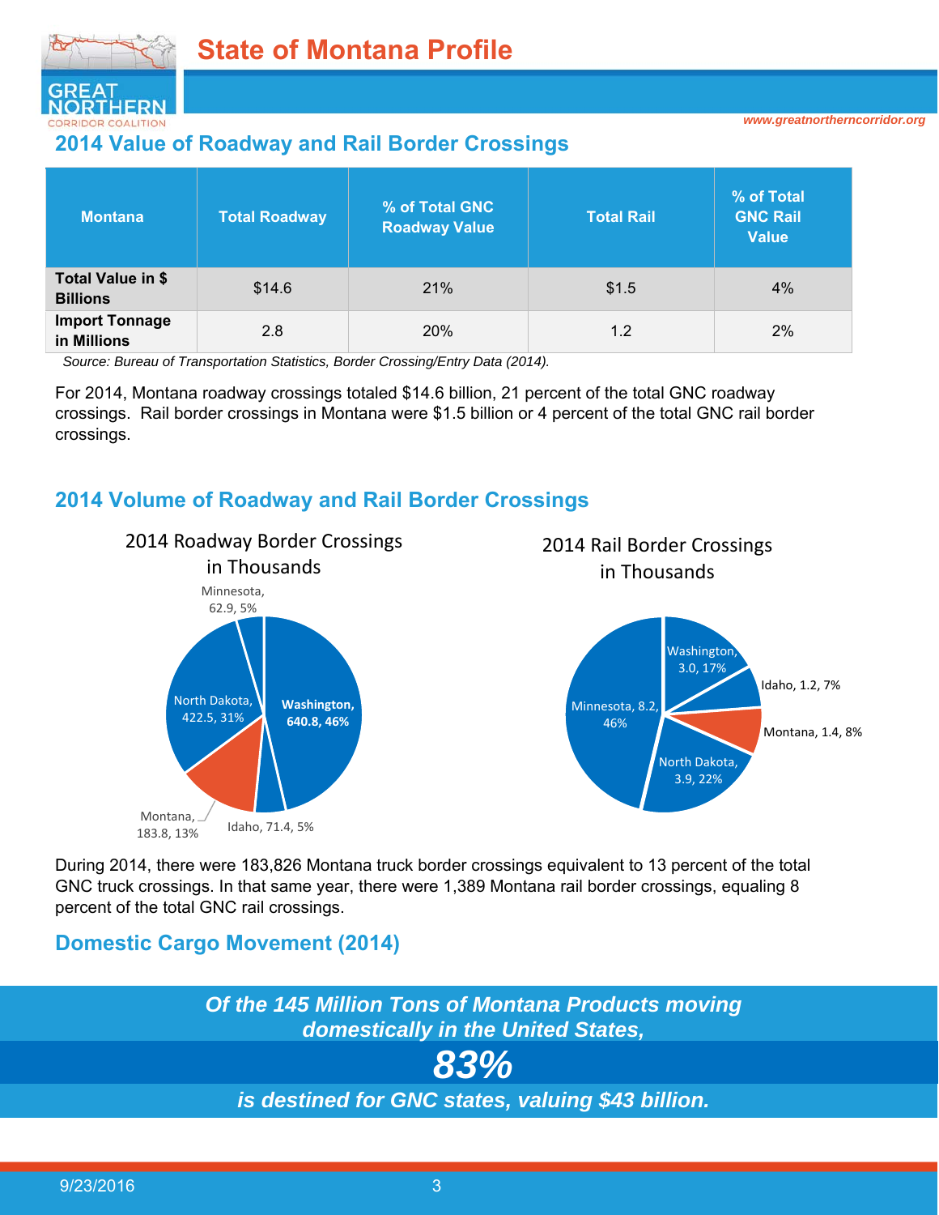# State of Montana Profile

www.greatnortherncorridor.org

## 2014 Value of Roadway and Rail Border Crossings

| Montana | Total Roadway | % of Total GNC Roadway Value | Total Rail | % of Total GNC Rail Value |
|---|---|---|---|---|
| **Total Value in $ Billions** | $14.6 | 21% | $1.5 | 4% |
| **Import Tonnage in Millions** | 2.8 | 20% | 1.2 | 2% |

*Source: Bureau of Transportation Statistics, Border Crossing/Entry Data (2014).*

For 2014, Montana roadway crossings totaled $14.6 billion, 21 percent of the total GNC roadway crossings. Rail border crossings in Montana were $1.5 billion or 4 percent of the total GNC rail border crossings.

## 2014 Volume of Roadway and Rail Border Crossings

2014 Roadway Border Crossings in Thousands

Minnesota, 62.9, 5%
Washington, 640.8, 46%
North Dakota, 422.5, 31%
Montana, 183.8, 13%
Idaho, 71.4, 5%

2014 Rail Border Crossings in Thousands

Washington, 3.0, 17%
Idaho, 1.2, 7%
Montana, 1.4, 8%
North Dakota, 3.9, 22%
Minnesota, 8.2, 46%

During 2014, there were 183,826 Montana truck border crossings equivalent to 13 percent of the total GNC truck crossings. In that same year, there were 1,389 Montana rail border crossings, equaling 8 percent of the total GNC rail crossings.

## Domestic Cargo Movement (2014)

***Of the 145 Million Tons of Montana Products moving domestically in the United States,***

***83%***

***is destined for GNC states, valuing $43 billion.***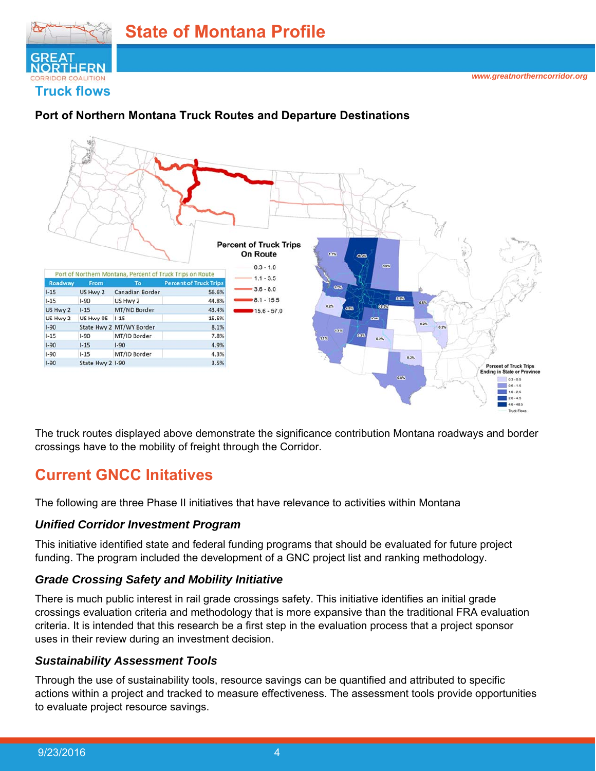# State of Montana Profile

## Truck flows

**Port of Northern Montana Truck Routes and Departure Destinations**

Port of Northern Montana, Percent of Truck Trips on Route

| Roadway | From | To | Percent of Truck Trips |
|---|---|---|---|
| I-15 | US Hwy 2 | Canadian Border | 56.6% |
| I-15 | I-90 | US Hwy 2 | 44.8% |
| US Hwy 2 | I-15 | MT/ND Border | 43.4% |
| US Hwy 2 | US Hwy 95 | I-15 | 15.5% |
| I-90 | State Hwy 2 | MT/WY Border | 8.1% |
| I-15 | I-90 | MT/ID Border | 7.8% |
| I-90 | I-15 | I-90 | 4.9% |
| I-90 | I-15 | MT/ID Border | 4.3% |
| I-90 | State Hwy 2 | I-90 | 3.5% |

Percent of Truck Trips On Route
0.3 - 1.0
1.1 - 3.5
3.6 - 8.0
8.1 - 15.5
15.6 - 57.0

Percent of Truck Trips Ending in State or Province
0.3 - 0.5
0.6 - 1.5
1.6 - 2.5
2.6 - 4.5
4.6 - 48.5
Truck Flows

The truck routes displayed above demonstrate the significance contribution Montana roadways and border crossings have to the mobility of freight through the Corridor.

## Current GNCC Initatives

The following are three Phase II initiatives that have relevance to activities within Montana

### *Unified Corridor Investment Program*

This initiative identified state and federal funding programs that should be evaluated for future project funding. The program included the development of a GNC project list and ranking methodology.

### *Grade Crossing Safety and Mobility Initiative*

There is much public interest in rail grade crossings safety. This initiative identifies an initial grade crossings evaluation criteria and methodology that is more expansive than the traditional FRA evaluation criteria. It is intended that this research be a first step in the evaluation process that a project sponsor uses in their review during an investment decision.

### *Sustainability Assessment Tools*

Through the use of sustainability tools, resource savings can be quantified and attributed to specific actions within a project and tracked to measure effectiveness. The assessment tools provide opportunities to evaluate project resource savings.